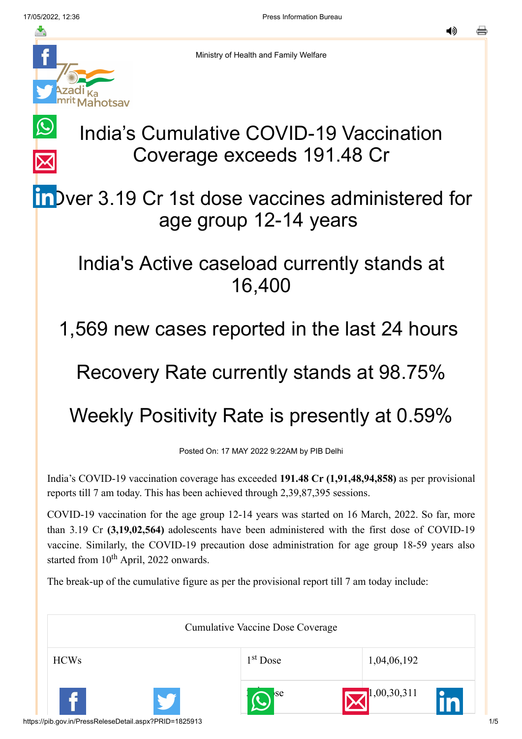Ministry of Health and Family Welfare

# India's Cumulative COVID-19 Vaccination Coverage exceeds 191.48 Cr

## Over 3.19 Cr 1st dose vaccines administered for age group 12-14 years

## India's Active caseload currently stands at 16,400

## 1,569 new cases reported in the last 24 hours

## Recovery Rate currently stands at 98.75%

## Weekly Positivity Rate is presently at 0.59%

Posted On: 17 MAY 2022 9:22AM by PIB Delhi

India's COVID-19 vaccination coverage has exceeded **191.48 Cr (1,91,48,94,858)** as per provisional reports till 7 am today. This has been achieved through 2,39,87,395 sessions.

COVID-19 vaccination for the age group 12-14 years was started on 16 March, 2022. So far, more than 3.19 Cr **(3,19,02,564)** adolescents have been administered with the first dose of COVID-19 vaccine. Similarly, the COVID-19 precaution dose administration for age group 18-59 years also started from 10th April, 2022 onwards.

The break-up of the cumulative figure as per the provisional report till 7 am today include:

| Cumulative Vaccine Dose Coverage | | |
|---|---|---|
| HCWs | 1st Dose | 1,04,06,192 |
| | 2nd Dose | 1,00,30,311 |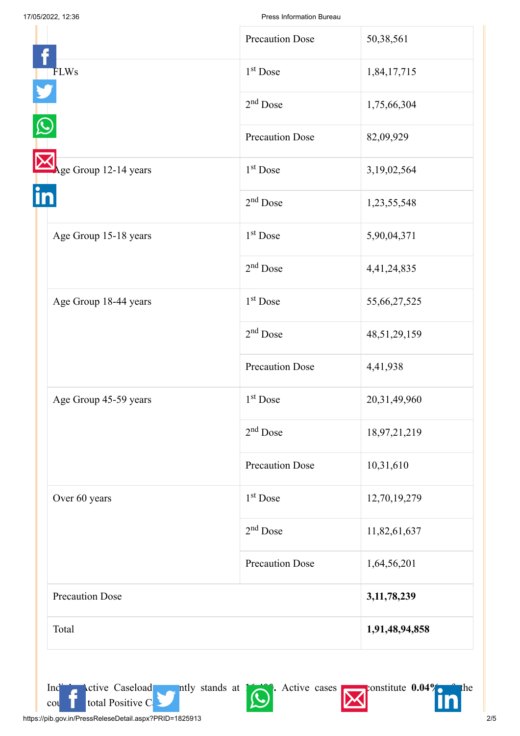| | | |
|---|---|---|
| | Precaution Dose | 50,38,561 |
| FLWs | 1st Dose | 1,84,17,715 |
| | 2nd Dose | 1,75,66,304 |
| | Precaution Dose | 82,09,929 |
| Age Group 12-14 years | 1st Dose | 3,19,02,564 |
| | 2nd Dose | 1,23,55,548 |
| Age Group 15-18 years | 1st Dose | 5,90,04,371 |
| | 2nd Dose | 4,41,24,835 |
| Age Group 18-44 years | 1st Dose | 55,66,27,525 |
| | 2nd Dose | 48,51,29,159 |
| | Precaution Dose | 4,41,938 |
| Age Group 45-59 years | 1st Dose | 20,31,49,960 |
| | 2nd Dose | 18,97,21,219 |
| | Precaution Dose | 10,31,610 |
| Over 60 years | 1st Dose | 12,70,19,279 |
| | 2nd Dose | 11,82,61,637 |
| | Precaution Dose | 1,64,56,201 |
| Precaution Dose | | **3,11,78,239** |
| Total | | **1,91,48,94,858** |

India's Active Caseload currently stands at 16,400. Active cases constitute **0.04%** of the country's total Positive Cases.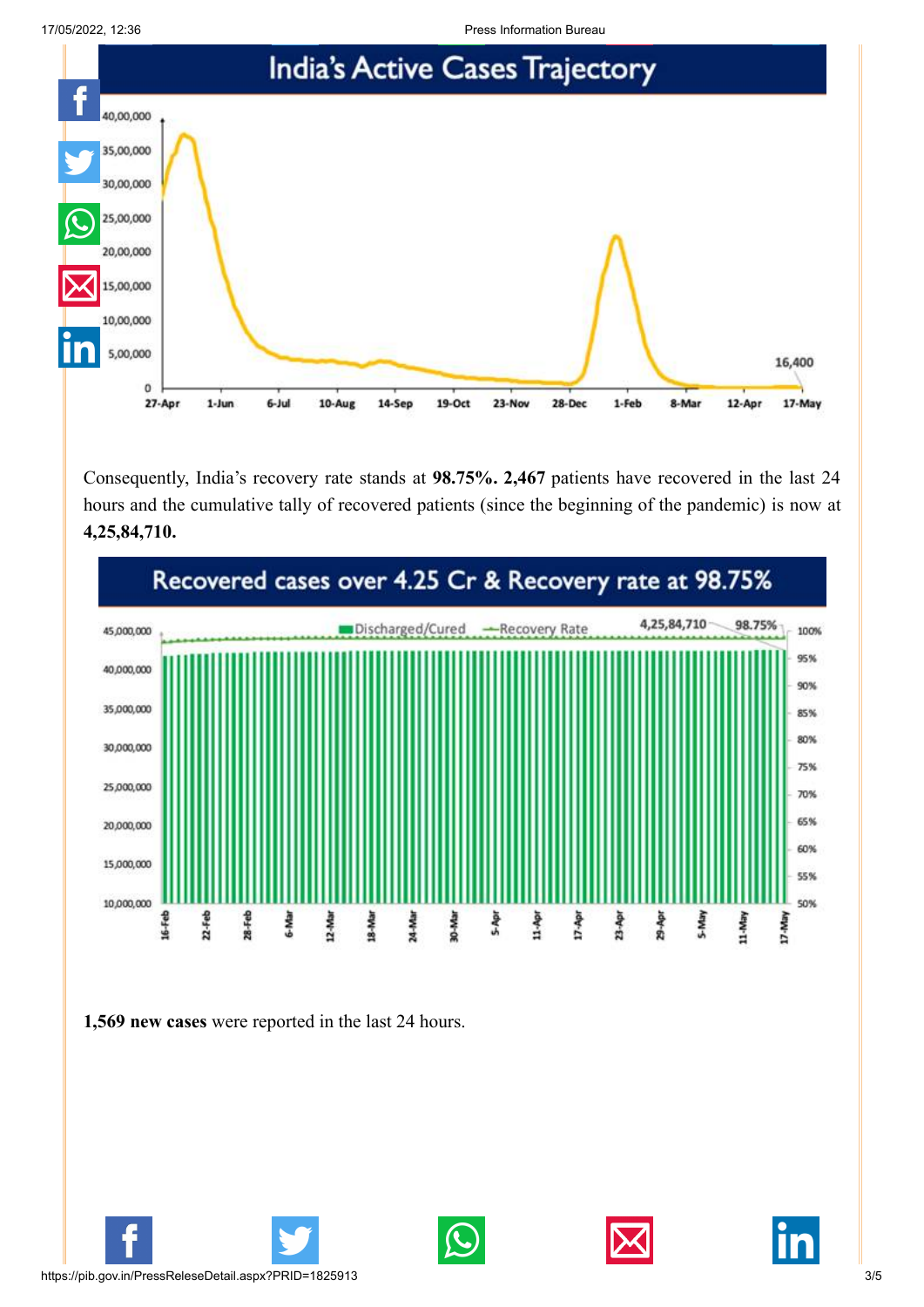## India's Active Cases Trajectory

Consequently, India's recovery rate stands at **98.75%. 2,467** patients have recovered in the last 24 hours and the cumulative tally of recovered patients (since the beginning of the pandemic) is now at **4,25,84,710.**

## Recovered cases over 4.25 Cr & Recovery rate at 98.75%

**1,569 new cases** were reported in the last 24 hours.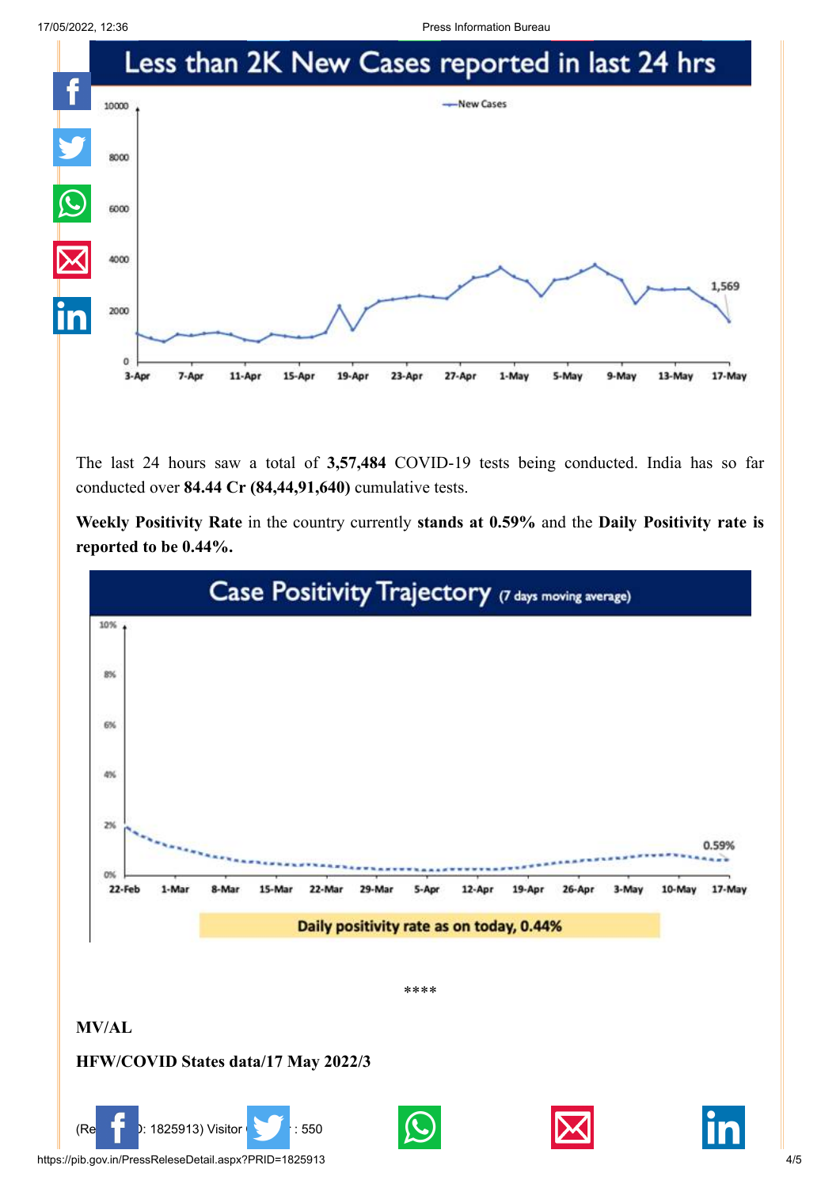## Less than 2K New Cases reported in last 24 hrs

The last 24 hours saw a total of **3,57,484** COVID-19 tests being conducted. India has so far conducted over **84.44 Cr (84,44,91,640)** cumulative tests.

**Weekly Positivity Rate** in the country currently **stands at 0.59%** and the **Daily Positivity rate is reported to be 0.44%.**

## Case Positivity Trajectory (7 days moving average)

Daily positivity rate as on today, 0.44%

****

**MV/AL**

**HFW/COVID States data/17 May 2022/3**

(Release ID: 1825913) Visitor Counter : 550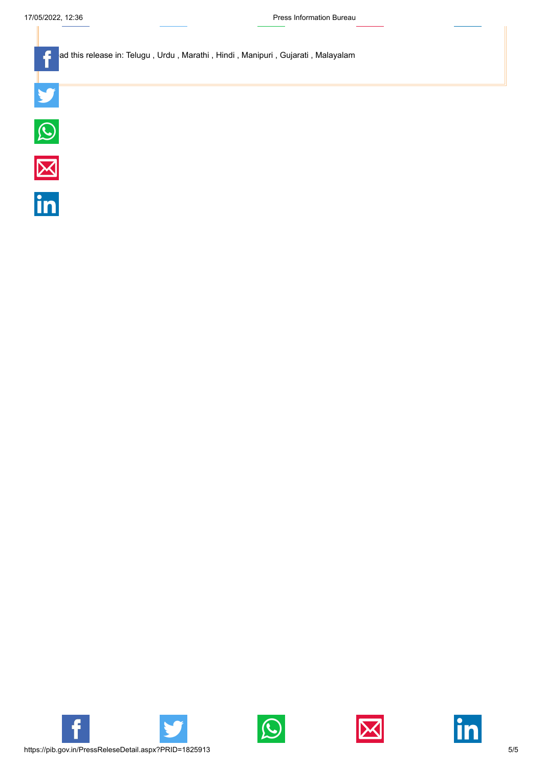Read this release in: Telugu , Urdu , Marathi , Hindi , Manipuri , Gujarati , Malayalam